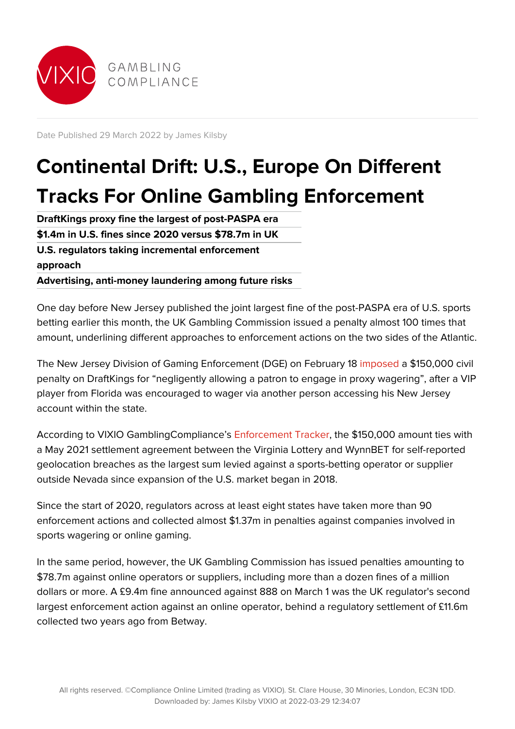Date Published 29 March 2022 by James Kilsby

# Continental Drift: U.S., Europe On Different Tracks For Online Gambling Enforcement

**DraftKings proxy fine the largest of post-PASPA era**

**$1.4m in U.S. fines since 2020 versus $78.7m in UK**

**U.S. regulators taking incremental enforcement approach**

**Advertising, anti-money laundering among future risks**

One day before New Jersey published the joint largest fine of the post-PASPA era of U.S. sports betting earlier this month, the UK Gambling Commission issued a penalty almost 100 times that amount, underlining different approaches to enforcement actions on the two sides of the Atlantic.

The New Jersey Division of Gaming Enforcement (DGE) on February 18 imposed a $150,000 civil penalty on DraftKings for "negligently allowing a patron to engage in proxy wagering", after a VIP player from Florida was encouraged to wager via another person accessing his New Jersey account within the state.

According to VIXIO GamblingCompliance's Enforcement Tracker, the $150,000 amount ties with a May 2021 settlement agreement between the Virginia Lottery and WynnBET for self-reported geolocation breaches as the largest sum levied against a sports-betting operator or supplier outside Nevada since expansion of the U.S. market began in 2018.

Since the start of 2020, regulators across at least eight states have taken more than 90 enforcement actions and collected almost $1.37m in penalties against companies involved in sports wagering or online gaming.

In the same period, however, the UK Gambling Commission has issued penalties amounting to $78.7m against online operators or suppliers, including more than a dozen fines of a million dollars or more. A £9.4m fine announced against 888 on March 1 was the UK regulator's second largest enforcement action against an online operator, behind a regulatory settlement of £11.6m collected two years ago from Betway.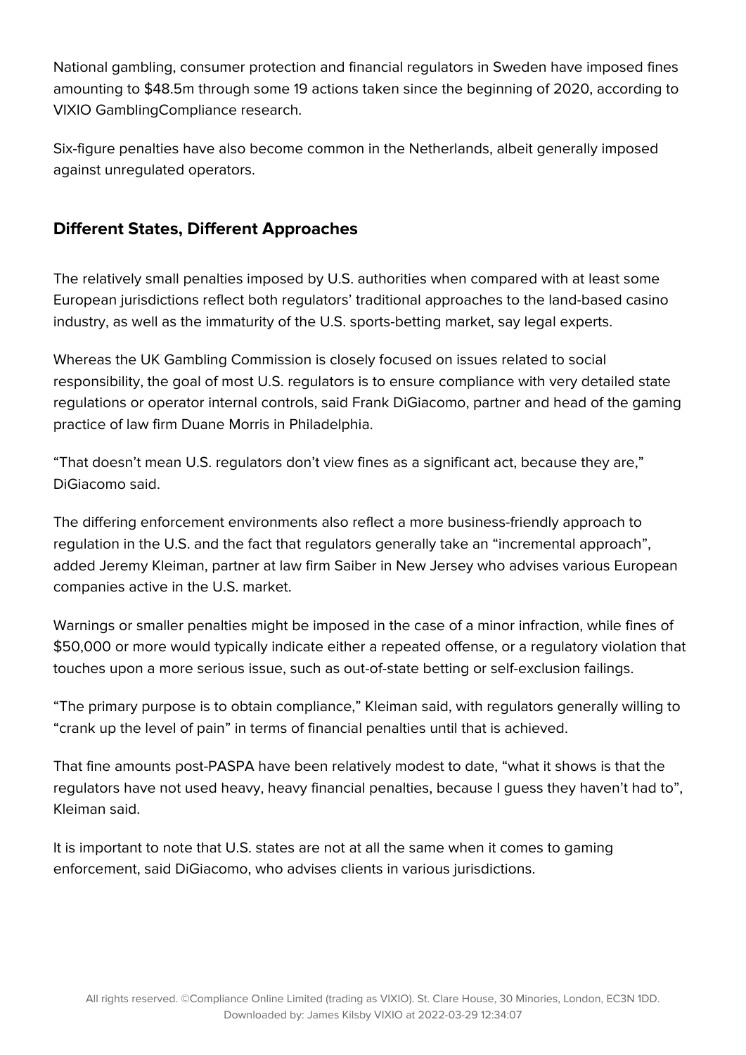National gambling, consumer protection and financial regulators in Sweden have imposed fines amounting to $48.5m through some 19 actions taken since the beginning of 2020, according to VIXIO GamblingCompliance research.

Six-figure penalties have also become common in the Netherlands, albeit generally imposed against unregulated operators.

## Different States, Different Approaches

The relatively small penalties imposed by U.S. authorities when compared with at least some European jurisdictions reflect both regulators' traditional approaches to the land-based casino industry, as well as the immaturity of the U.S. sports-betting market, say legal experts.

Whereas the UK Gambling Commission is closely focused on issues related to social responsibility, the goal of most U.S. regulators is to ensure compliance with very detailed state regulations or operator internal controls, said Frank DiGiacomo, partner and head of the gaming practice of law firm Duane Morris in Philadelphia.

"That doesn't mean U.S. regulators don't view fines as a significant act, because they are," DiGiacomo said.

The differing enforcement environments also reflect a more business-friendly approach to regulation in the U.S. and the fact that regulators generally take an "incremental approach", added Jeremy Kleiman, partner at law firm Saiber in New Jersey who advises various European companies active in the U.S. market.

Warnings or smaller penalties might be imposed in the case of a minor infraction, while fines of $50,000 or more would typically indicate either a repeated offense, or a regulatory violation that touches upon a more serious issue, such as out-of-state betting or self-exclusion failings.

"The primary purpose is to obtain compliance," Kleiman said, with regulators generally willing to "crank up the level of pain" in terms of financial penalties until that is achieved.

That fine amounts post-PASPA have been relatively modest to date, "what it shows is that the regulators have not used heavy, heavy financial penalties, because I guess they haven't had to", Kleiman said.

It is important to note that U.S. states are not at all the same when it comes to gaming enforcement, said DiGiacomo, who advises clients in various jurisdictions.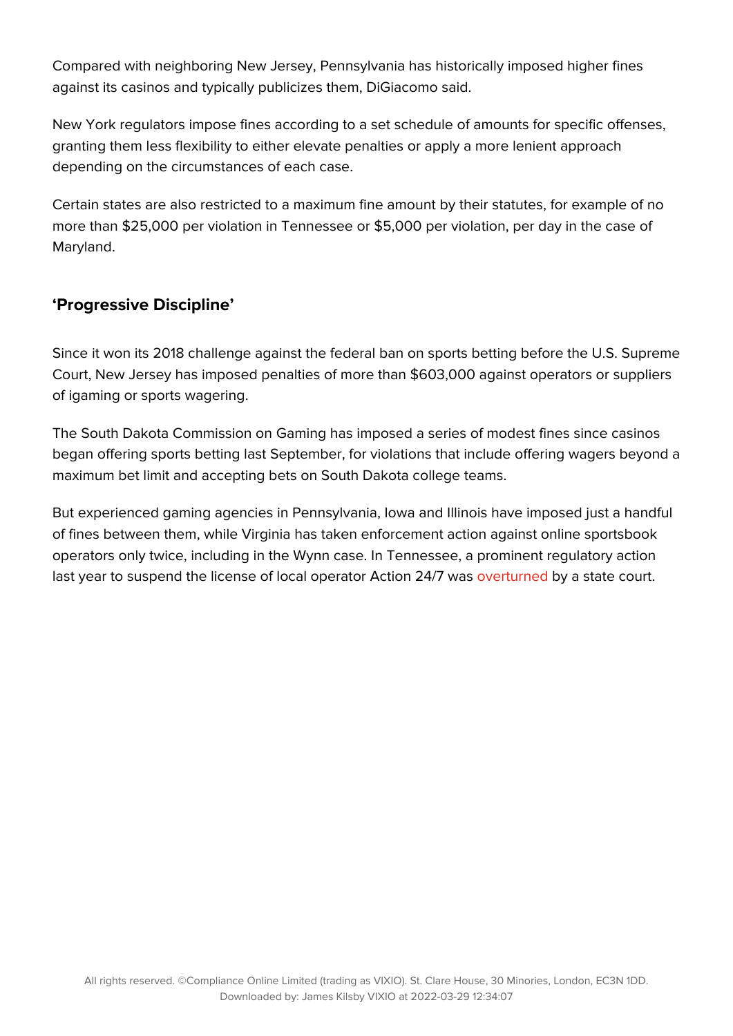Compared with neighboring New Jersey, Pennsylvania has historically imposed higher fines against its casinos and typically publicizes them, DiGiacomo said.

New York regulators impose fines according to a set schedule of amounts for specific offenses, granting them less flexibility to either elevate penalties or apply a more lenient approach depending on the circumstances of each case.

Certain states are also restricted to a maximum fine amount by their statutes, for example of no more than $25,000 per violation in Tennessee or $5,000 per violation, per day in the case of Maryland.

## ‘Progressive Discipline’

Since it won its 2018 challenge against the federal ban on sports betting before the U.S. Supreme Court, New Jersey has imposed penalties of more than $603,000 against operators or suppliers of igaming or sports wagering.

The South Dakota Commission on Gaming has imposed a series of modest fines since casinos began offering sports betting last September, for violations that include offering wagers beyond a maximum bet limit and accepting bets on South Dakota college teams.

But experienced gaming agencies in Pennsylvania, Iowa and Illinois have imposed just a handful of fines between them, while Virginia has taken enforcement action against online sportsbook operators only twice, including in the Wynn case. In Tennessee, a prominent regulatory action last year to suspend the license of local operator Action 24/7 was overturned by a state court.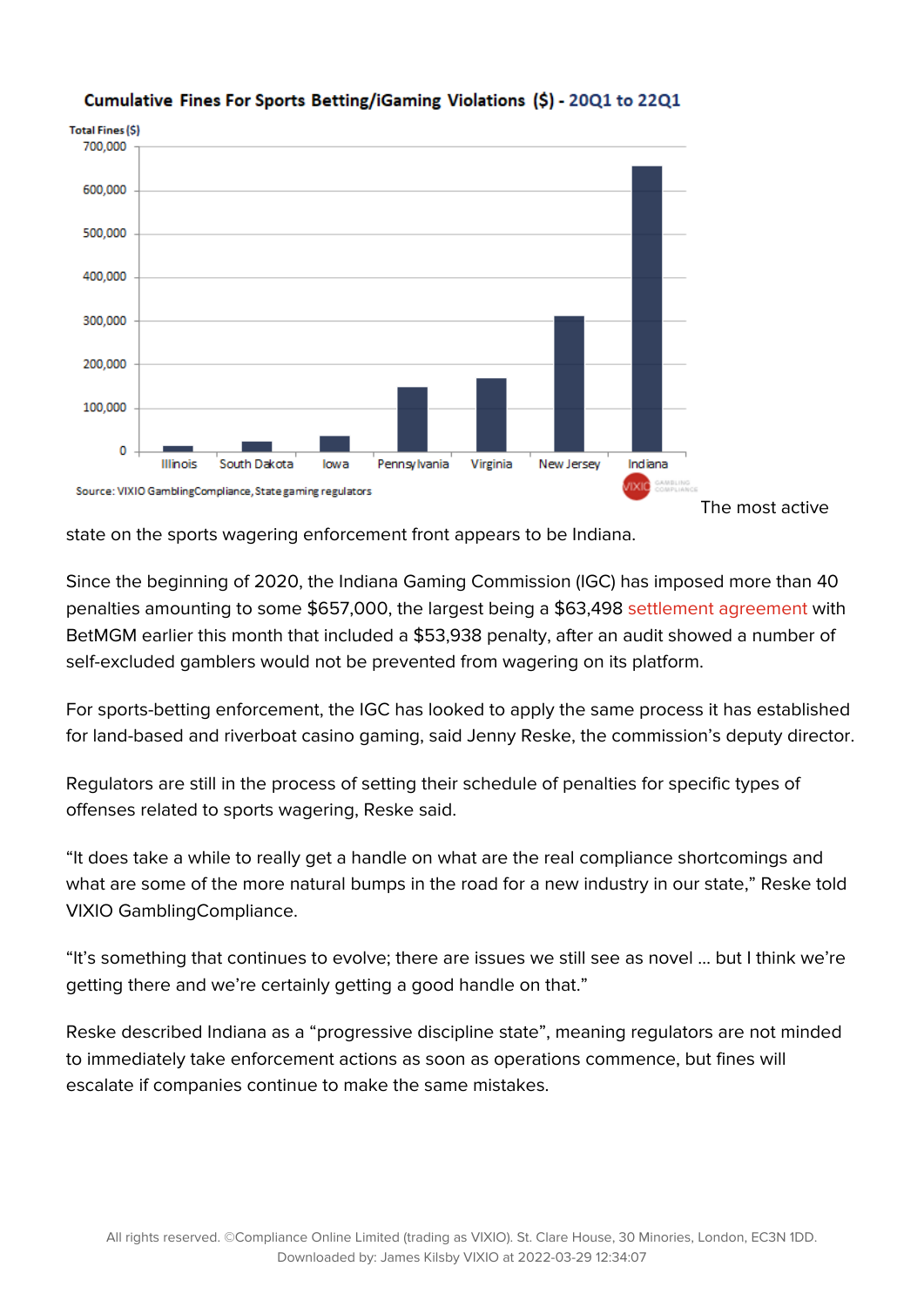**Cumulative Fines For Sports Betting/iGaming Violations ($) - 20Q1 to 22Q1**

Total Fines ($)

700,000
600,000
500,000
400,000
300,000
200,000
100,000
0

Illinois | South Dakota | Iowa | Pennsylvania | Virginia | New Jersey | Indiana

Source: VIXIO GamblingCompliance, State gaming regulators

The most active state on the sports wagering enforcement front appears to be Indiana.

Since the beginning of 2020, the Indiana Gaming Commission (IGC) has imposed more than 40 penalties amounting to some $657,000, the largest being a $63,498 settlement agreement with BetMGM earlier this month that included a $53,938 penalty, after an audit showed a number of self-excluded gamblers would not be prevented from wagering on its platform.

For sports-betting enforcement, the IGC has looked to apply the same process it has established for land-based and riverboat casino gaming, said Jenny Reske, the commission's deputy director.

Regulators are still in the process of setting their schedule of penalties for specific types of offenses related to sports wagering, Reske said.

"It does take a while to really get a handle on what are the real compliance shortcomings and what are some of the more natural bumps in the road for a new industry in our state," Reske told VIXIO GamblingCompliance.

"It's something that continues to evolve; there are issues we still see as novel … but I think we're getting there and we're certainly getting a good handle on that."

Reske described Indiana as a "progressive discipline state", meaning regulators are not minded to immediately take enforcement actions as soon as operations commence, but fines will escalate if companies continue to make the same mistakes.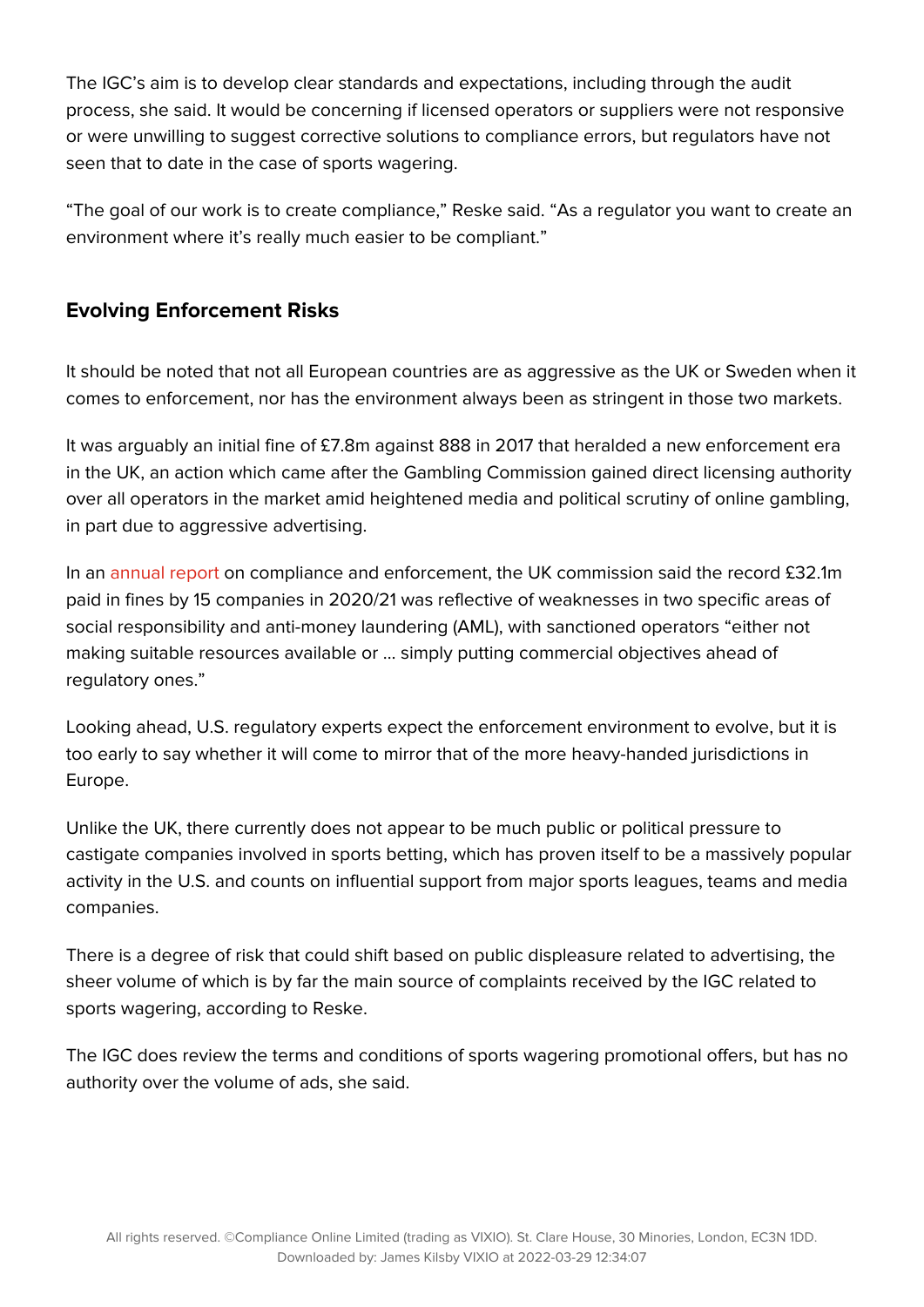The IGC's aim is to develop clear standards and expectations, including through the audit process, she said. It would be concerning if licensed operators or suppliers were not responsive or were unwilling to suggest corrective solutions to compliance errors, but regulators have not seen that to date in the case of sports wagering.

"The goal of our work is to create compliance," Reske said. "As a regulator you want to create an environment where it's really much easier to be compliant."

## Evolving Enforcement Risks

It should be noted that not all European countries are as aggressive as the UK or Sweden when it comes to enforcement, nor has the environment always been as stringent in those two markets.

It was arguably an initial fine of £7.8m against 888 in 2017 that heralded a new enforcement era in the UK, an action which came after the Gambling Commission gained direct licensing authority over all operators in the market amid heightened media and political scrutiny of online gambling, in part due to aggressive advertising.

In an annual report on compliance and enforcement, the UK commission said the record £32.1m paid in fines by 15 companies in 2020/21 was reflective of weaknesses in two specific areas of social responsibility and anti-money laundering (AML), with sanctioned operators "either not making suitable resources available or … simply putting commercial objectives ahead of regulatory ones."

Looking ahead, U.S. regulatory experts expect the enforcement environment to evolve, but it is too early to say whether it will come to mirror that of the more heavy-handed jurisdictions in Europe.

Unlike the UK, there currently does not appear to be much public or political pressure to castigate companies involved in sports betting, which has proven itself to be a massively popular activity in the U.S. and counts on influential support from major sports leagues, teams and media companies.

There is a degree of risk that could shift based on public displeasure related to advertising, the sheer volume of which is by far the main source of complaints received by the IGC related to sports wagering, according to Reske.

The IGC does review the terms and conditions of sports wagering promotional offers, but has no authority over the volume of ads, she said.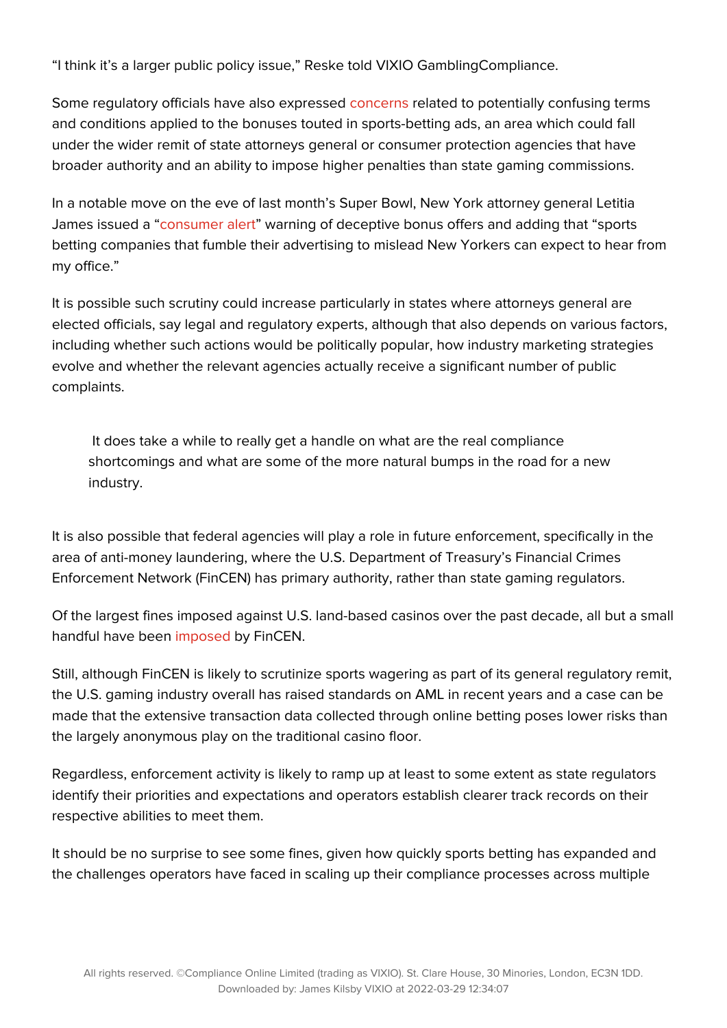“I think it’s a larger public policy issue,” Reske told VIXIO GamblingCompliance.

Some regulatory officials have also expressed concerns related to potentially confusing terms and conditions applied to the bonuses touted in sports-betting ads, an area which could fall under the wider remit of state attorneys general or consumer protection agencies that have broader authority and an ability to impose higher penalties than state gaming commissions.

In a notable move on the eve of last month’s Super Bowl, New York attorney general Letitia James issued a “consumer alert” warning of deceptive bonus offers and adding that “sports betting companies that fumble their advertising to mislead New Yorkers can expect to hear from my office.”

It is possible such scrutiny could increase particularly in states where attorneys general are elected officials, say legal and regulatory experts, although that also depends on various factors, including whether such actions would be politically popular, how industry marketing strategies evolve and whether the relevant agencies actually receive a significant number of public complaints.

> It does take a while to really get a handle on what are the real compliance shortcomings and what are some of the more natural bumps in the road for a new industry.

It is also possible that federal agencies will play a role in future enforcement, specifically in the area of anti-money laundering, where the U.S. Department of Treasury’s Financial Crimes Enforcement Network (FinCEN) has primary authority, rather than state gaming regulators.

Of the largest fines imposed against U.S. land-based casinos over the past decade, all but a small handful have been imposed by FinCEN.

Still, although FinCEN is likely to scrutinize sports wagering as part of its general regulatory remit, the U.S. gaming industry overall has raised standards on AML in recent years and a case can be made that the extensive transaction data collected through online betting poses lower risks than the largely anonymous play on the traditional casino floor.

Regardless, enforcement activity is likely to ramp up at least to some extent as state regulators identify their priorities and expectations and operators establish clearer track records on their respective abilities to meet them.

It should be no surprise to see some fines, given how quickly sports betting has expanded and the challenges operators have faced in scaling up their compliance processes across multiple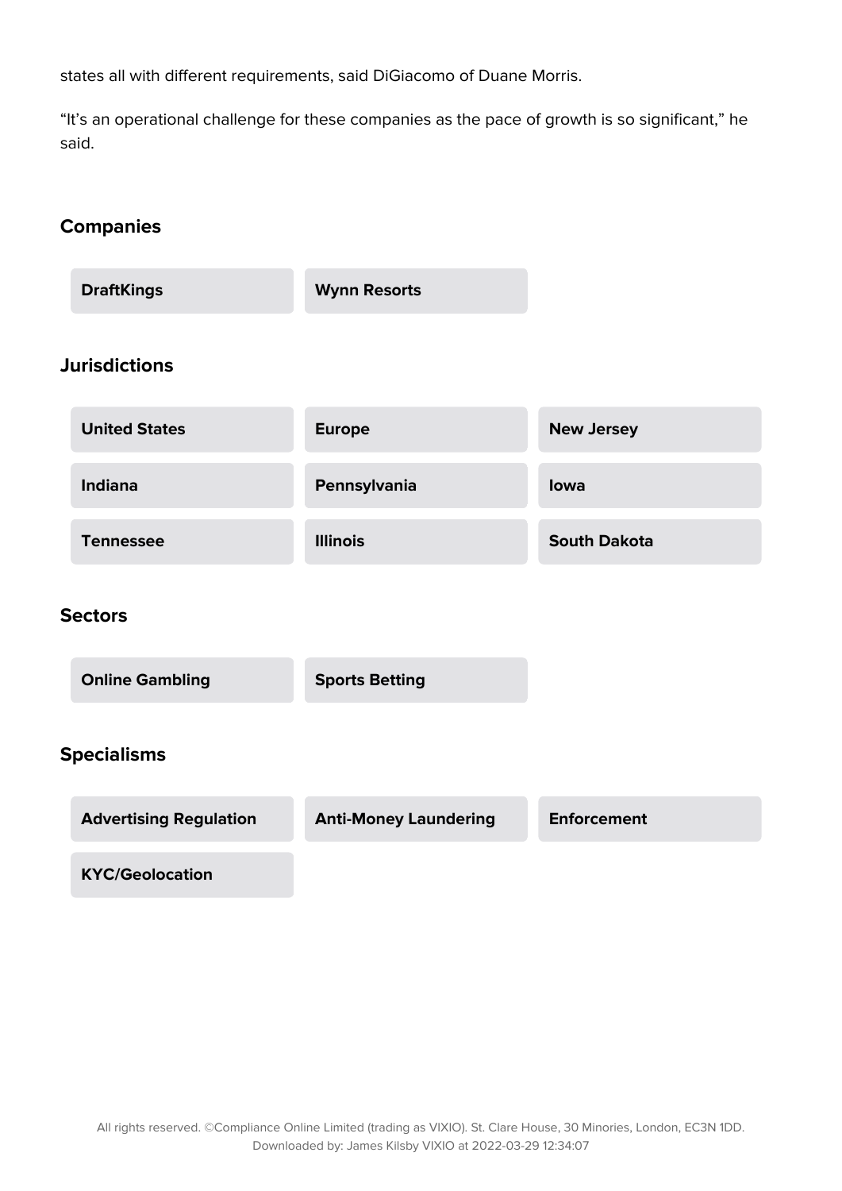states all with different requirements, said DiGiacomo of Duane Morris.

"It's an operational challenge for these companies as the pace of growth is so significant," he said.

## Companies

- DraftKings
- Wynn Resorts

## Jurisdictions

- United States
- Europe
- New Jersey
- Indiana
- Pennsylvania
- Iowa
- Tennessee
- Illinois
- South Dakota

## Sectors

- Online Gambling
- Sports Betting

## Specialisms

- Advertising Regulation
- Anti-Money Laundering
- Enforcement
- KYC/Geolocation

All rights reserved. ©Compliance Online Limited (trading as VIXIO). St. Clare House, 30 Minories, London, EC3N 1DD.
Downloaded by: James Kilsby VIXIO at 2022-03-29 12:34:07